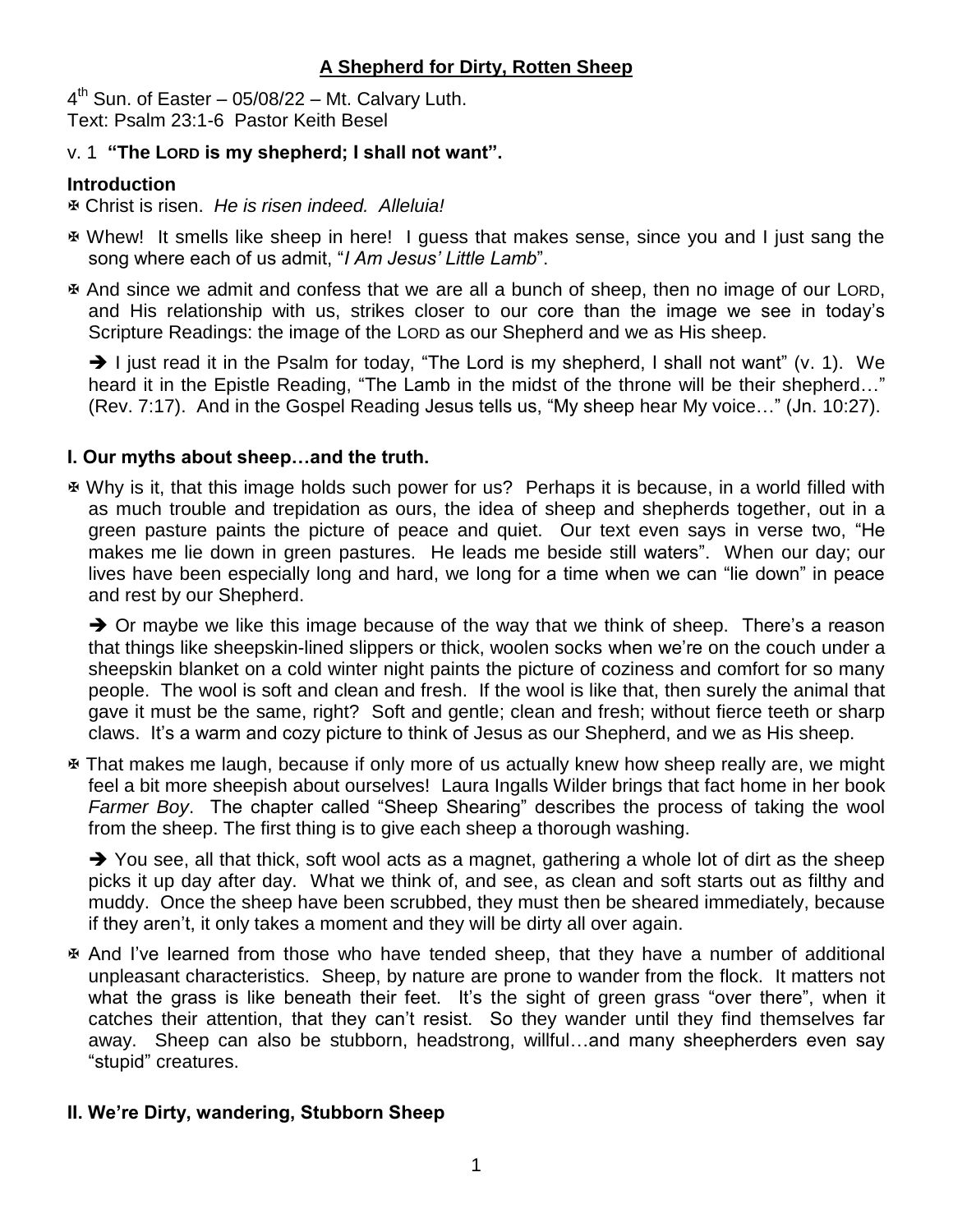# A Shepherd for Dirty, Rotten Sheep

4th Sun. of Easter – 05/08/22 – Mt. Calvary Luth.
Text: Psalm 23:1-6 Pastor Keith Besel

v. 1 **"The LORD is my shepherd; I shall not want".**

## Introduction

✠ Christ is risen. *He is risen indeed. Alleluia!*

✠ Whew! It smells like sheep in here! I guess that makes sense, since you and I just sang the song where each of us admit, "*I Am Jesus' Little Lamb*".

✠ And since we admit and confess that we are all a bunch of sheep, then no image of our LORD, and His relationship with us, strikes closer to our core than the image we see in today's Scripture Readings: the image of the LORD as our Shepherd and we as His sheep.

➔ I just read it in the Psalm for today, "The Lord is my shepherd, I shall not want" (v. 1). We heard it in the Epistle Reading, "The Lamb in the midst of the throne will be their shepherd…" (Rev. 7:17). And in the Gospel Reading Jesus tells us, "My sheep hear My voice…" (Jn. 10:27).

## I. Our myths about sheep…and the truth.

✠ Why is it, that this image holds such power for us? Perhaps it is because, in a world filled with as much trouble and trepidation as ours, the idea of sheep and shepherds together, out in a green pasture paints the picture of peace and quiet. Our text even says in verse two, "He makes me lie down in green pastures. He leads me beside still waters". When our day; our lives have been especially long and hard, we long for a time when we can "lie down" in peace and rest by our Shepherd.

➔ Or maybe we like this image because of the way that we think of sheep. There's a reason that things like sheepskin-lined slippers or thick, woolen socks when we're on the couch under a sheepskin blanket on a cold winter night paints the picture of coziness and comfort for so many people. The wool is soft and clean and fresh. If the wool is like that, then surely the animal that gave it must be the same, right? Soft and gentle; clean and fresh; without fierce teeth or sharp claws. It's a warm and cozy picture to think of Jesus as our Shepherd, and we as His sheep.

✠ That makes me laugh, because if only more of us actually knew how sheep really are, we might feel a bit more sheepish about ourselves! Laura Ingalls Wilder brings that fact home in her book *Farmer Boy*. The chapter called "Sheep Shearing" describes the process of taking the wool from the sheep. The first thing is to give each sheep a thorough washing.

➔ You see, all that thick, soft wool acts as a magnet, gathering a whole lot of dirt as the sheep picks it up day after day. What we think of, and see, as clean and soft starts out as filthy and muddy. Once the sheep have been scrubbed, they must then be sheared immediately, because if they aren't, it only takes a moment and they will be dirty all over again.

✠ And I've learned from those who have tended sheep, that they have a number of additional unpleasant characteristics. Sheep, by nature are prone to wander from the flock. It matters not what the grass is like beneath their feet. It's the sight of green grass "over there", when it catches their attention, that they can't resist. So they wander until they find themselves far away. Sheep can also be stubborn, headstrong, willful…and many sheepherders even say "stupid" creatures.

## II. We're Dirty, wandering, Stubborn Sheep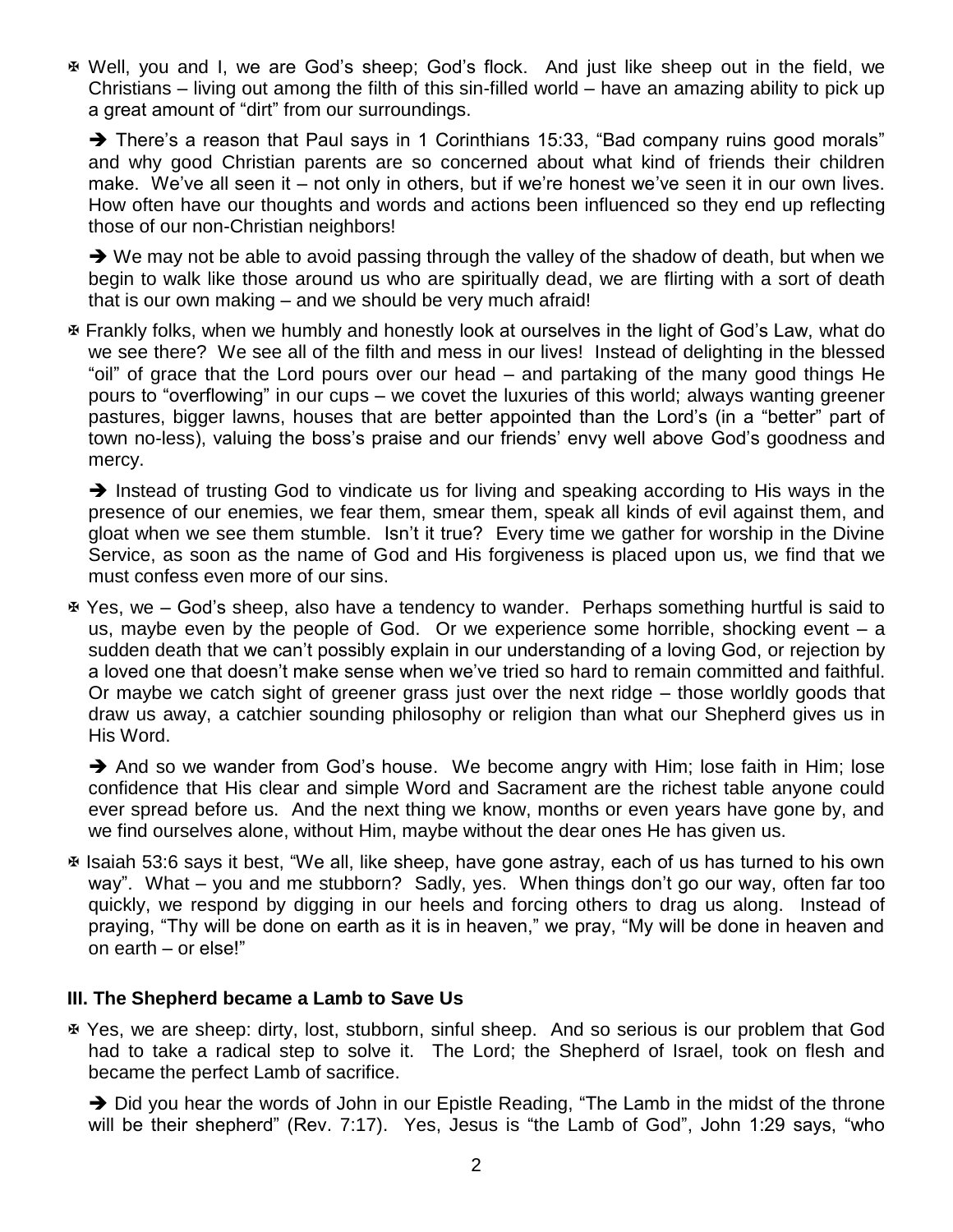✠ Well, you and I, we are God's sheep; God's flock. And just like sheep out in the field, we Christians – living out among the filth of this sin-filled world – have an amazing ability to pick up a great amount of "dirt" from our surroundings.

➔ There's a reason that Paul says in 1 Corinthians 15:33, "Bad company ruins good morals" and why good Christian parents are so concerned about what kind of friends their children make. We've all seen it – not only in others, but if we're honest we've seen it in our own lives. How often have our thoughts and words and actions been influenced so they end up reflecting those of our non-Christian neighbors!

➔ We may not be able to avoid passing through the valley of the shadow of death, but when we begin to walk like those around us who are spiritually dead, we are flirting with a sort of death that is our own making – and we should be very much afraid!

✠ Frankly folks, when we humbly and honestly look at ourselves in the light of God's Law, what do we see there? We see all of the filth and mess in our lives! Instead of delighting in the blessed "oil" of grace that the Lord pours over our head – and partaking of the many good things He pours to "overflowing" in our cups – we covet the luxuries of this world; always wanting greener pastures, bigger lawns, houses that are better appointed than the Lord's (in a "better" part of town no-less), valuing the boss's praise and our friends' envy well above God's goodness and mercy.

➔ Instead of trusting God to vindicate us for living and speaking according to His ways in the presence of our enemies, we fear them, smear them, speak all kinds of evil against them, and gloat when we see them stumble. Isn't it true? Every time we gather for worship in the Divine Service, as soon as the name of God and His forgiveness is placed upon us, we find that we must confess even more of our sins.

✠ Yes, we – God's sheep, also have a tendency to wander. Perhaps something hurtful is said to us, maybe even by the people of God. Or we experience some horrible, shocking event – a sudden death that we can't possibly explain in our understanding of a loving God, or rejection by a loved one that doesn't make sense when we've tried so hard to remain committed and faithful. Or maybe we catch sight of greener grass just over the next ridge – those worldly goods that draw us away, a catchier sounding philosophy or religion than what our Shepherd gives us in His Word.

➔ And so we wander from God's house. We become angry with Him; lose faith in Him; lose confidence that His clear and simple Word and Sacrament are the richest table anyone could ever spread before us. And the next thing we know, months or even years have gone by, and we find ourselves alone, without Him, maybe without the dear ones He has given us.

✠ Isaiah 53:6 says it best, "We all, like sheep, have gone astray, each of us has turned to his own way". What – you and me stubborn? Sadly, yes. When things don't go our way, often far too quickly, we respond by digging in our heels and forcing others to drag us along. Instead of praying, "Thy will be done on earth as it is in heaven," we pray, "My will be done in heaven and on earth – or else!"

### III. The Shepherd became a Lamb to Save Us

✠ Yes, we are sheep: dirty, lost, stubborn, sinful sheep. And so serious is our problem that God had to take a radical step to solve it. The Lord; the Shepherd of Israel, took on flesh and became the perfect Lamb of sacrifice.

➔ Did you hear the words of John in our Epistle Reading, "The Lamb in the midst of the throne will be their shepherd" (Rev. 7:17). Yes, Jesus is "the Lamb of God", John 1:29 says, "who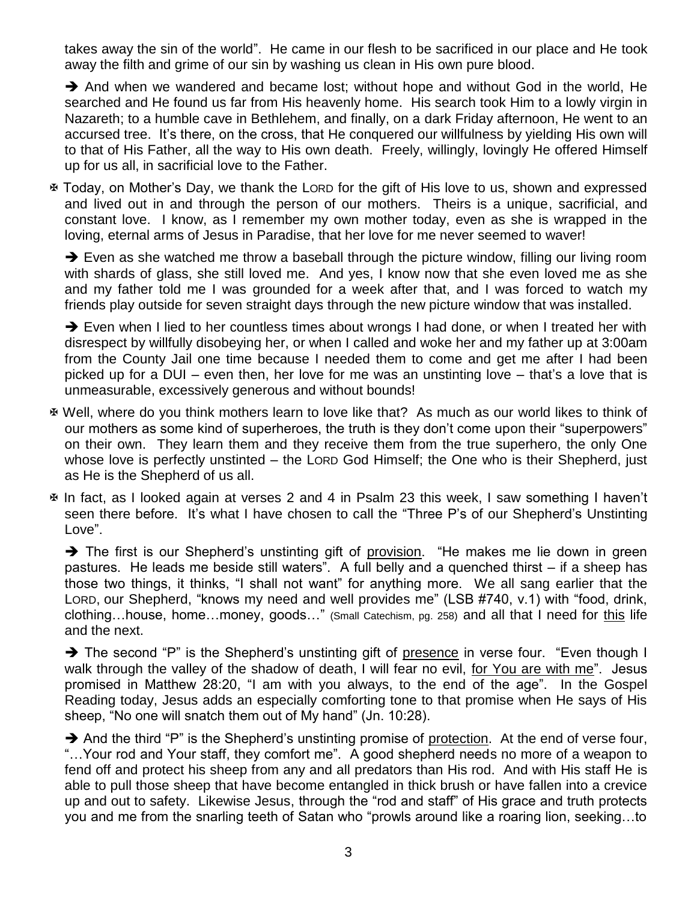takes away the sin of the world". He came in our flesh to be sacrificed in our place and He took away the filth and grime of our sin by washing us clean in His own pure blood.

➔ And when we wandered and became lost; without hope and without God in the world, He searched and He found us far from His heavenly home. His search took Him to a lowly virgin in Nazareth; to a humble cave in Bethlehem, and finally, on a dark Friday afternoon, He went to an accursed tree. It's there, on the cross, that He conquered our willfulness by yielding His own will to that of His Father, all the way to His own death. Freely, willingly, lovingly He offered Himself up for us all, in sacrificial love to the Father.

✠ Today, on Mother's Day, we thank the LORD for the gift of His love to us, shown and expressed and lived out in and through the person of our mothers. Theirs is a unique, sacrificial, and constant love. I know, as I remember my own mother today, even as she is wrapped in the loving, eternal arms of Jesus in Paradise, that her love for me never seemed to waver!

➔ Even as she watched me throw a baseball through the picture window, filling our living room with shards of glass, she still loved me. And yes, I know now that she even loved me as she and my father told me I was grounded for a week after that, and I was forced to watch my friends play outside for seven straight days through the new picture window that was installed.

➔ Even when I lied to her countless times about wrongs I had done, or when I treated her with disrespect by willfully disobeying her, or when I called and woke her and my father up at 3:00am from the County Jail one time because I needed them to come and get me after I had been picked up for a DUI – even then, her love for me was an unstinting love – that's a love that is unmeasurable, excessively generous and without bounds!

✠ Well, where do you think mothers learn to love like that? As much as our world likes to think of our mothers as some kind of superheroes, the truth is they don't come upon their "superpowers" on their own. They learn them and they receive them from the true superhero, the only One whose love is perfectly unstinted – the LORD God Himself; the One who is their Shepherd, just as He is the Shepherd of us all.

✠ In fact, as I looked again at verses 2 and 4 in Psalm 23 this week, I saw something I haven't seen there before. It's what I have chosen to call the "Three P's of our Shepherd's Unstinting Love".

➔ The first is our Shepherd's unstinting gift of <u>provision</u>. "He makes me lie down in green pastures. He leads me beside still waters". A full belly and a quenched thirst – if a sheep has those two things, it thinks, "I shall not want" for anything more. We all sang earlier that the LORD, our Shepherd, "knows my need and well provides me" (LSB #740, v.1) with "food, drink, clothing…house, home…money, goods…" (Small Catechism, pg. 258) and all that I need for <u>this</u> life and the next.

➔ The second "P" is the Shepherd's unstinting gift of <u>presence</u> in verse four. "Even though I walk through the valley of the shadow of death, I will fear no evil, <u>for You are with me</u>". Jesus promised in Matthew 28:20, "I am with you always, to the end of the age". In the Gospel Reading today, Jesus adds an especially comforting tone to that promise when He says of His sheep, "No one will snatch them out of My hand" (Jn. 10:28).

➔ And the third "P" is the Shepherd's unstinting promise of <u>protection</u>. At the end of verse four, "…Your rod and Your staff, they comfort me". A good shepherd needs no more of a weapon to fend off and protect his sheep from any and all predators than His rod. And with His staff He is able to pull those sheep that have become entangled in thick brush or have fallen into a crevice up and out to safety. Likewise Jesus, through the "rod and staff" of His grace and truth protects you and me from the snarling teeth of Satan who "prowls around like a roaring lion, seeking…to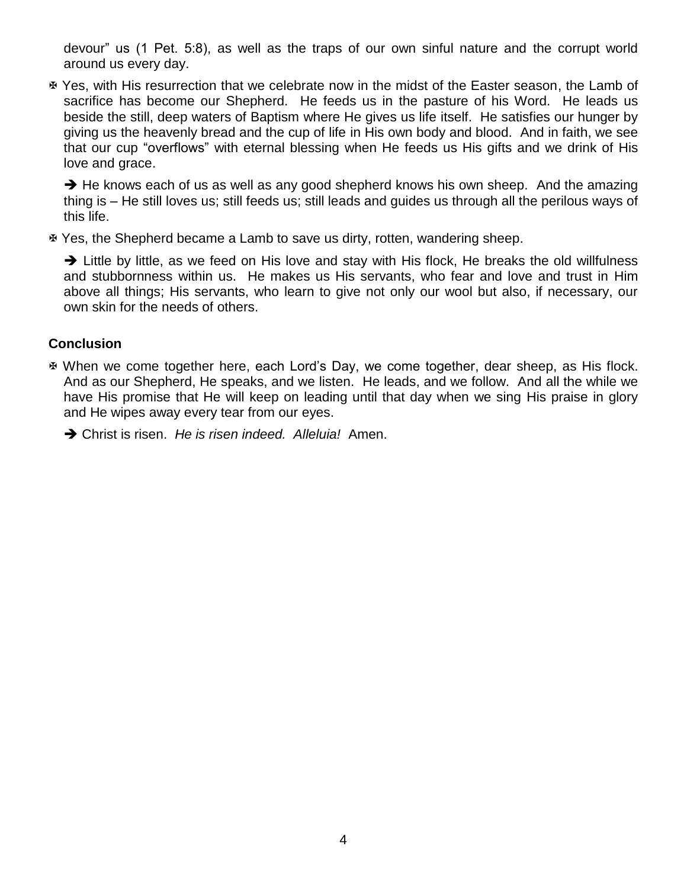devour" us (1 Pet. 5:8), as well as the traps of our own sinful nature and the corrupt world around us every day.

✠ Yes, with His resurrection that we celebrate now in the midst of the Easter season, the Lamb of sacrifice has become our Shepherd. He feeds us in the pasture of his Word. He leads us beside the still, deep waters of Baptism where He gives us life itself. He satisfies our hunger by giving us the heavenly bread and the cup of life in His own body and blood. And in faith, we see that our cup "overflows" with eternal blessing when He feeds us His gifts and we drink of His love and grace.

➔ He knows each of us as well as any good shepherd knows his own sheep. And the amazing thing is – He still loves us; still feeds us; still leads and guides us through all the perilous ways of this life.

✠ Yes, the Shepherd became a Lamb to save us dirty, rotten, wandering sheep.

➔ Little by little, as we feed on His love and stay with His flock, He breaks the old willfulness and stubbornness within us. He makes us His servants, who fear and love and trust in Him above all things; His servants, who learn to give not only our wool but also, if necessary, our own skin for the needs of others.

**Conclusion**

✠ When we come together here, each Lord's Day, we come together, dear sheep, as His flock. And as our Shepherd, He speaks, and we listen. He leads, and we follow. And all the while we have His promise that He will keep on leading until that day when we sing His praise in glory and He wipes away every tear from our eyes.

➔ Christ is risen. *He is risen indeed. Alleluia!* Amen.